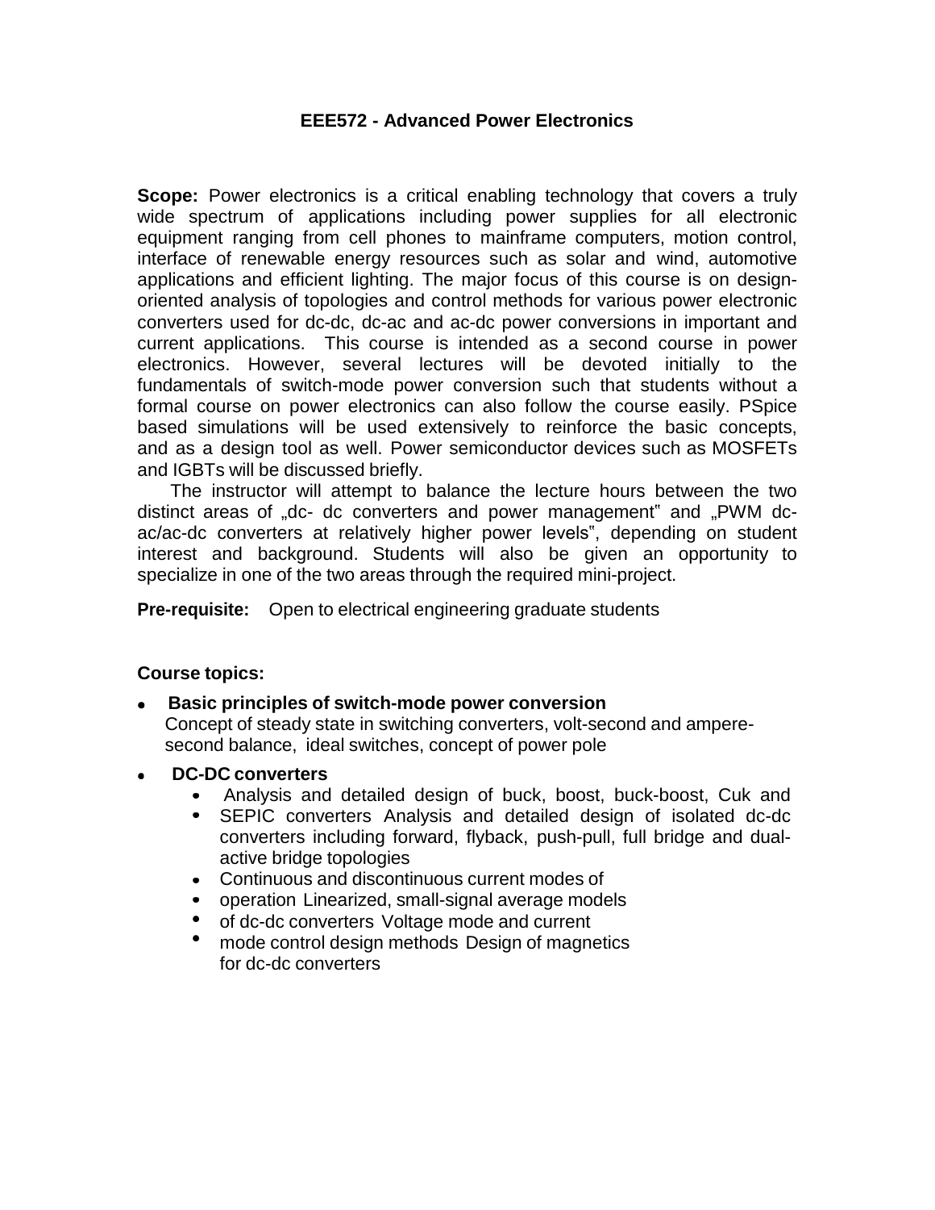# EEE572 - Advanced Power Electronics

**Scope:** Power electronics is a critical enabling technology that covers a truly wide spectrum of applications including power supplies for all electronic equipment ranging from cell phones to mainframe computers, motion control, interface of renewable energy resources such as solar and wind, automotive applications and efficient lighting. The major focus of this course is on design-oriented analysis of topologies and control methods for various power electronic converters used for dc-dc, dc-ac and ac-dc power conversions in important and current applications. This course is intended as a second course in power electronics. However, several lectures will be devoted initially to the fundamentals of switch-mode power conversion such that students without a formal course on power electronics can also follow the course easily. PSpice based simulations will be used extensively to reinforce the basic concepts, and as a design tool as well. Power semiconductor devices such as MOSFETs and IGBTs will be discussed briefly.

The instructor will attempt to balance the lecture hours between the two distinct areas of „dc- dc converters and power management" and „PWM dc-ac/ac-dc converters at relatively higher power levels", depending on student interest and background. Students will also be given an opportunity to specialize in one of the two areas through the required mini-project.

**Pre-requisite:** Open to electrical engineering graduate students

**Course topics:**

- **Basic principles of switch-mode power conversion**
  Concept of steady state in switching converters, volt-second and ampere-second balance, ideal switches, concept of power pole
- **DC-DC converters**
  - Analysis and detailed design of buck, boost, buck-boost, Cuk and
  - SEPIC converters Analysis and detailed design of isolated dc-dc converters including forward, flyback, push-pull, full bridge and dual-active bridge topologies
  - Continuous and discontinuous current modes of
  - operation Linearized, small-signal average models
  - of dc-dc converters Voltage mode and current
  - mode control design methods Design of magnetics for dc-dc converters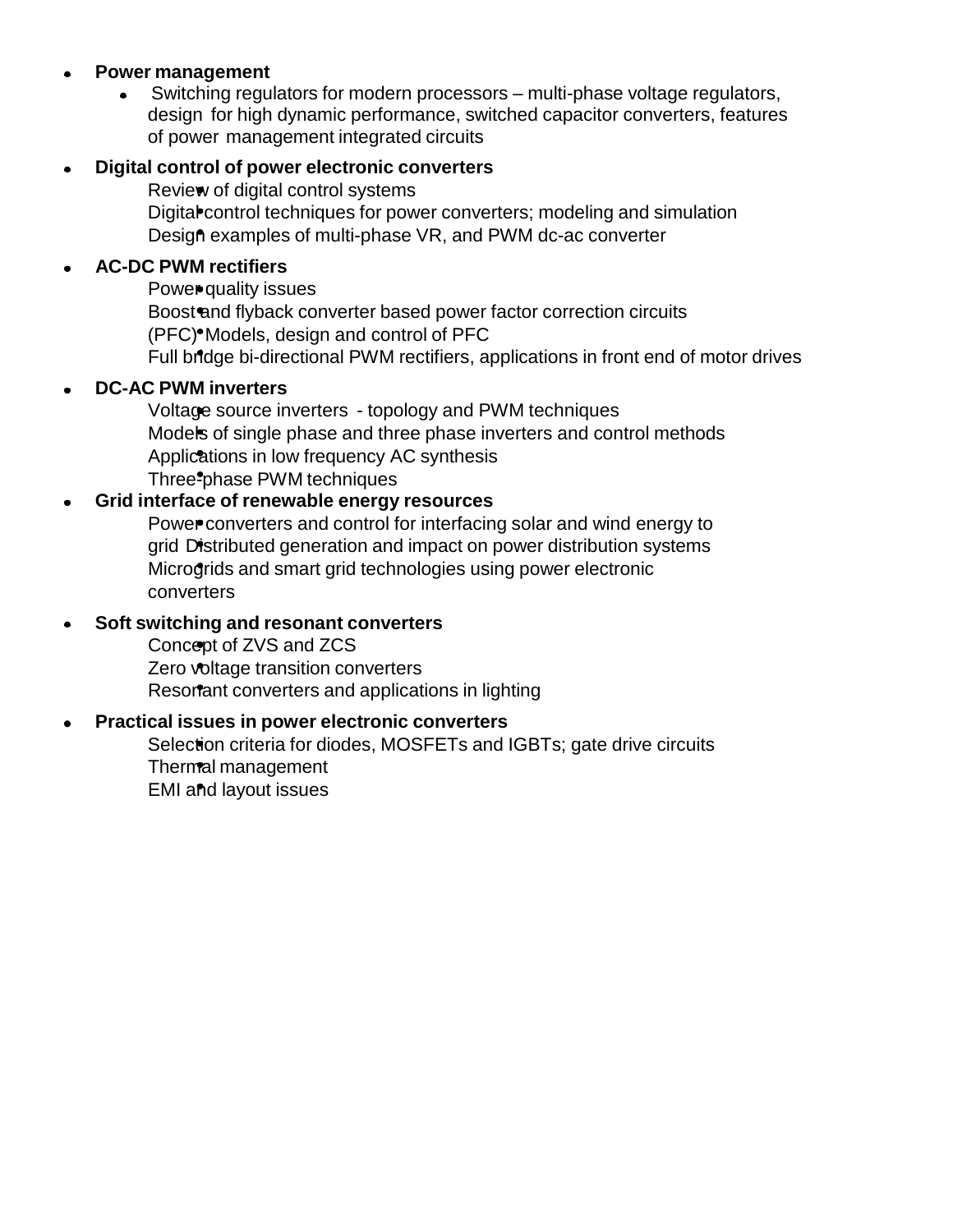- **Power management**
  - Switching regulators for modern processors – multi-phase voltage regulators, design for high dynamic performance, switched capacitor converters, features of power management integrated circuits

- **Digital control of power electronic converters**
  - Review of digital control systems
  - Digital control techniques for power converters; modeling and simulation
  - Design examples of multi-phase VR, and PWM dc-ac converter

- **AC-DC PWM rectifiers**
  - Power quality issues
  - Boost and flyback converter based power factor correction circuits (PFC)
  - Models, design and control of PFC
  - Full bridge bi-directional PWM rectifiers, applications in front end of motor drives

- **DC-AC PWM inverters**
  - Voltage source inverters - topology and PWM techniques
  - Models of single phase and three phase inverters and control methods
  - Applications in low frequency AC synthesis
  - Three-phase PWM techniques

- **Grid interface of renewable energy resources**
  - Power converters and control for interfacing solar and wind energy to grid
  - Distributed generation and impact on power distribution systems
  - Microgrids and smart grid technologies using power electronic converters

- **Soft switching and resonant converters**
  - Concept of ZVS and ZCS
  - Zero voltage transition converters
  - Resonant converters and applications in lighting

- **Practical issues in power electronic converters**
  - Selection criteria for diodes, MOSFETs and IGBTs; gate drive circuits
  - Thermal management
  - EMI and layout issues